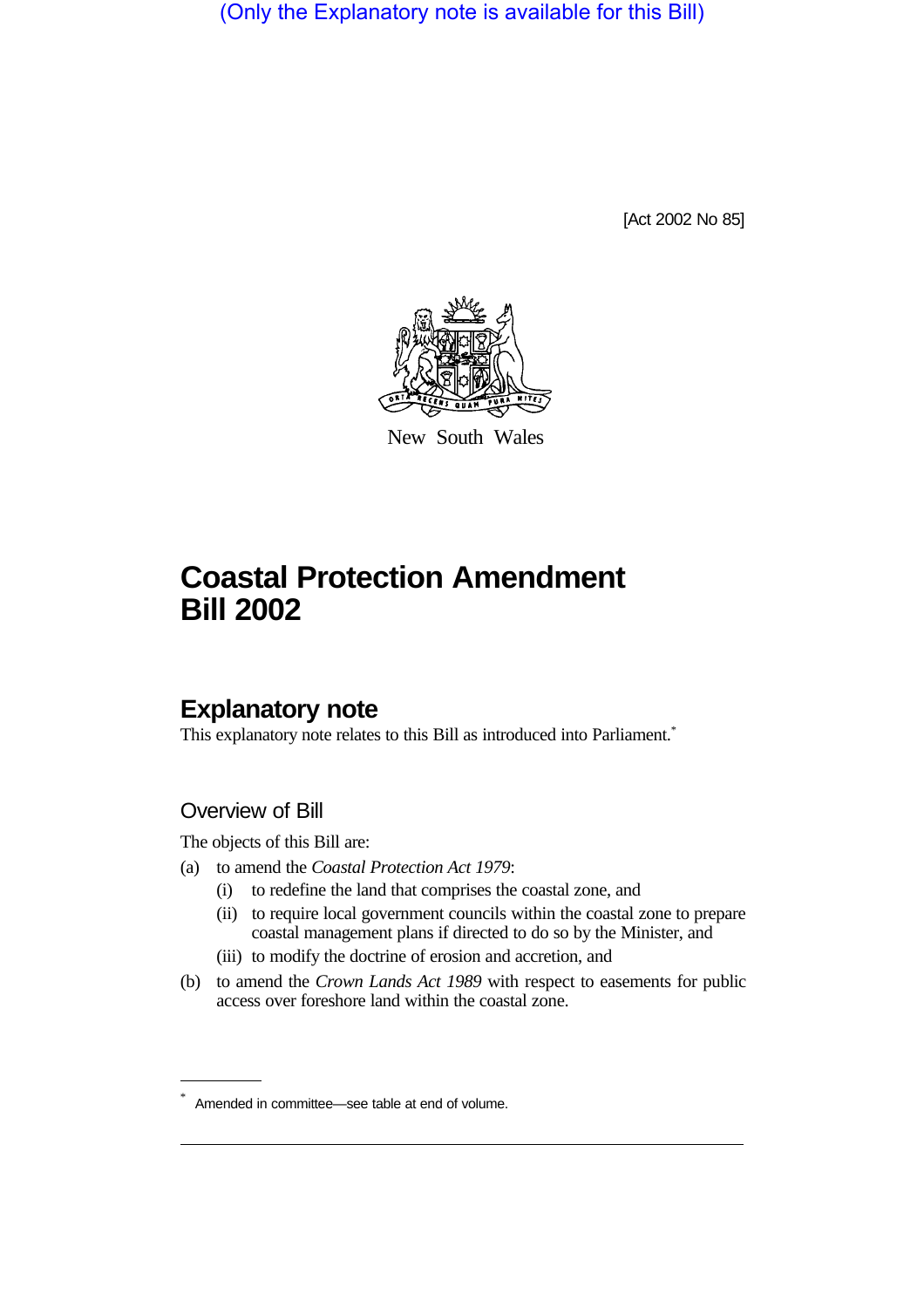(Only the Explanatory note is available for this Bill)

[Act 2002 No 85]

New South Wales

# Coastal Protection Amendment Bill 2002

## Explanatory note

This explanatory note relates to this Bill as introduced into Parliament.*

### Overview of Bill

The objects of this Bill are:

(a) to amend the *Coastal Protection Act 1979*:

   (i) to redefine the land that comprises the coastal zone, and

   (ii) to require local government councils within the coastal zone to prepare coastal management plans if directed to do so by the Minister, and

   (iii) to modify the doctrine of erosion and accretion, and

(b) to amend the *Crown Lands Act 1989* with respect to easements for public access over foreshore land within the coastal zone.

* Amended in committee—see table at end of volume.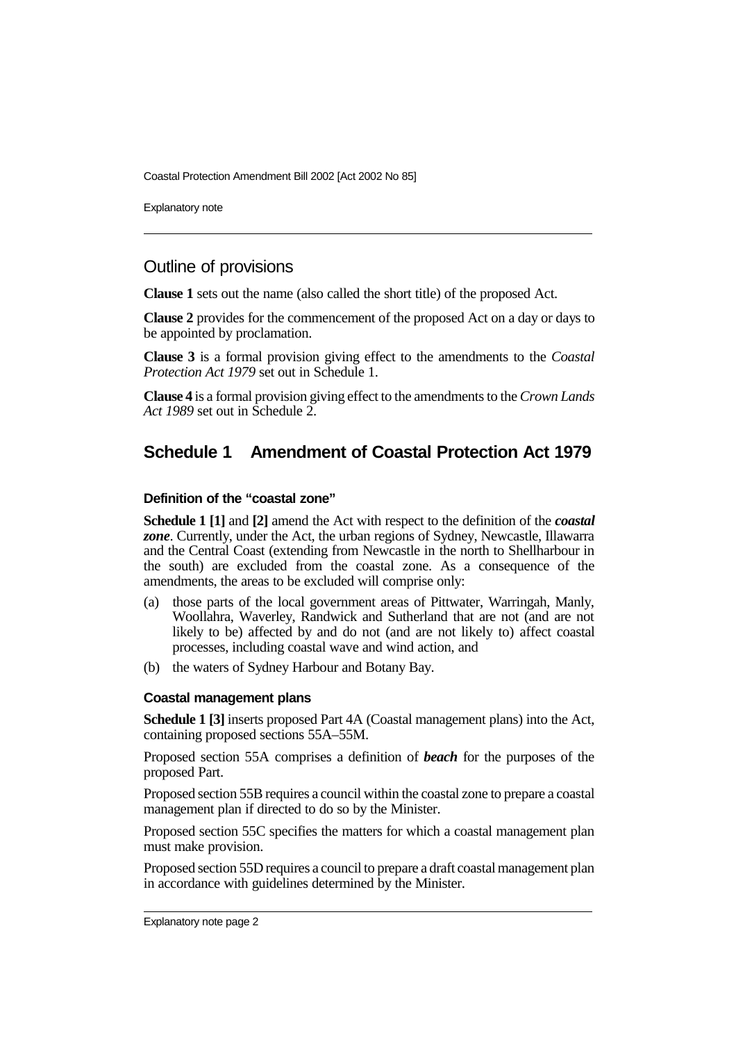## Outline of provisions

**Clause 1** sets out the name (also called the short title) of the proposed Act.

**Clause 2** provides for the commencement of the proposed Act on a day or days to be appointed by proclamation.

**Clause 3** is a formal provision giving effect to the amendments to the *Coastal Protection Act 1979* set out in Schedule 1.

**Clause 4** is a formal provision giving effect to the amendments to the *Crown Lands Act 1989* set out in Schedule 2.

## Schedule 1 Amendment of Coastal Protection Act 1979

### Definition of the "coastal zone"

**Schedule 1 [1]** and **[2]** amend the Act with respect to the definition of the ***coastal zone***. Currently, under the Act, the urban regions of Sydney, Newcastle, Illawarra and the Central Coast (extending from Newcastle in the north to Shellharbour in the south) are excluded from the coastal zone. As a consequence of the amendments, the areas to be excluded will comprise only:

(a) those parts of the local government areas of Pittwater, Warringah, Manly, Woollahra, Waverley, Randwick and Sutherland that are not (and are not likely to be) affected by and do not (and are not likely to) affect coastal processes, including coastal wave and wind action, and

(b) the waters of Sydney Harbour and Botany Bay.

### Coastal management plans

**Schedule 1 [3]** inserts proposed Part 4A (Coastal management plans) into the Act, containing proposed sections 55A–55M.

Proposed section 55A comprises a definition of ***beach*** for the purposes of the proposed Part.

Proposed section 55B requires a council within the coastal zone to prepare a coastal management plan if directed to do so by the Minister.

Proposed section 55C specifies the matters for which a coastal management plan must make provision.

Proposed section 55D requires a council to prepare a draft coastal management plan in accordance with guidelines determined by the Minister.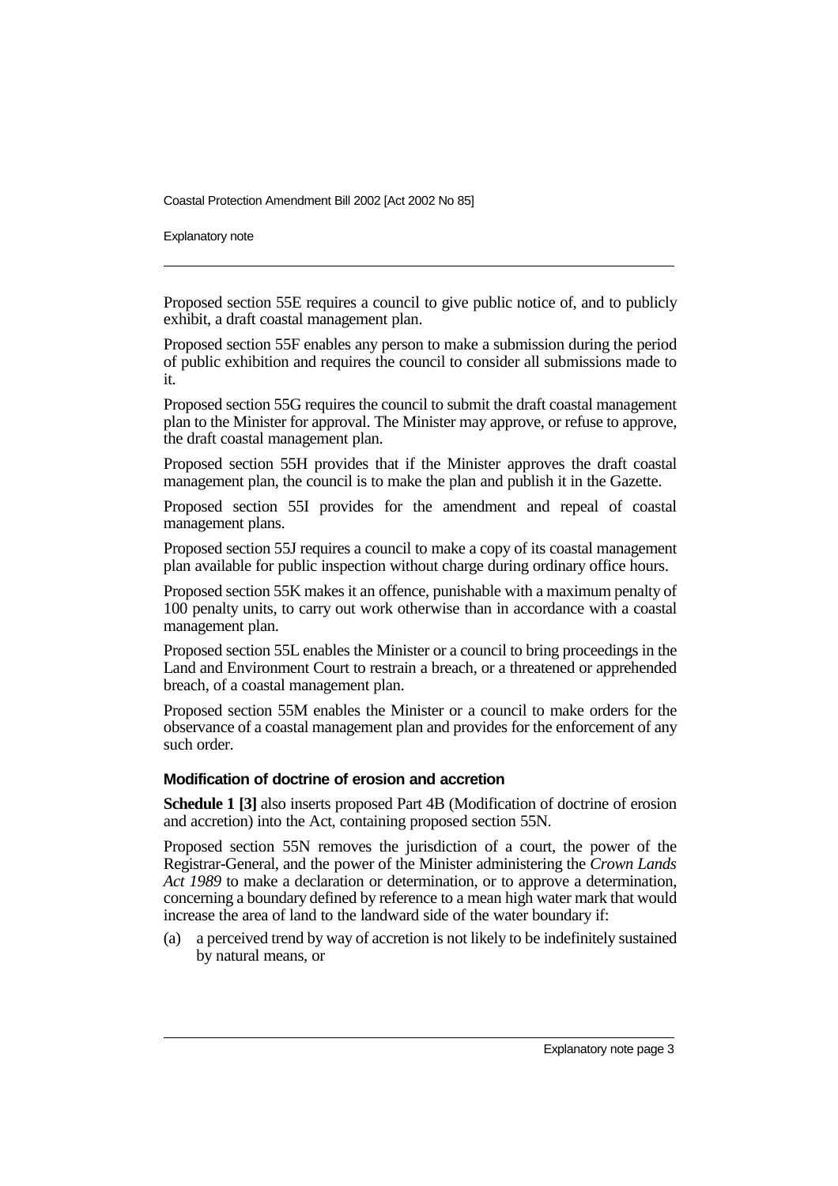Proposed section 55E requires a council to give public notice of, and to publicly exhibit, a draft coastal management plan.

Proposed section 55F enables any person to make a submission during the period of public exhibition and requires the council to consider all submissions made to it.

Proposed section 55G requires the council to submit the draft coastal management plan to the Minister for approval. The Minister may approve, or refuse to approve, the draft coastal management plan.

Proposed section 55H provides that if the Minister approves the draft coastal management plan, the council is to make the plan and publish it in the Gazette.

Proposed section 55I provides for the amendment and repeal of coastal management plans.

Proposed section 55J requires a council to make a copy of its coastal management plan available for public inspection without charge during ordinary office hours.

Proposed section 55K makes it an offence, punishable with a maximum penalty of 100 penalty units, to carry out work otherwise than in accordance with a coastal management plan.

Proposed section 55L enables the Minister or a council to bring proceedings in the Land and Environment Court to restrain a breach, or a threatened or apprehended breach, of a coastal management plan.

Proposed section 55M enables the Minister or a council to make orders for the observance of a coastal management plan and provides for the enforcement of any such order.

### Modification of doctrine of erosion and accretion

**Schedule 1 [3]** also inserts proposed Part 4B (Modification of doctrine of erosion and accretion) into the Act, containing proposed section 55N.

Proposed section 55N removes the jurisdiction of a court, the power of the Registrar-General, and the power of the Minister administering the *Crown Lands Act 1989* to make a declaration or determination, or to approve a determination, concerning a boundary defined by reference to a mean high water mark that would increase the area of land to the landward side of the water boundary if:

(a) a perceived trend by way of accretion is not likely to be indefinitely sustained by natural means, or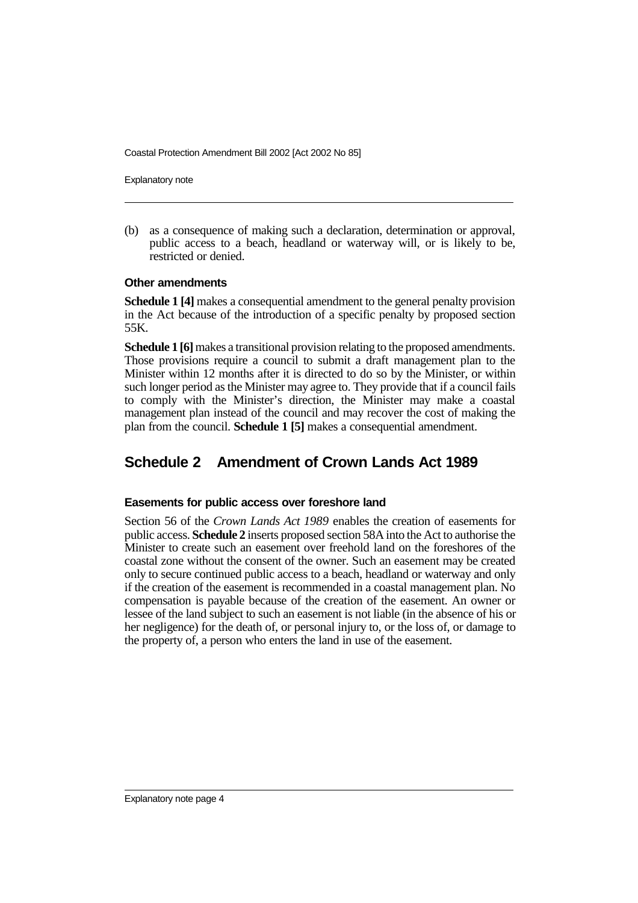(b) as a consequence of making such a declaration, determination or approval, public access to a beach, headland or waterway will, or is likely to be, restricted or denied.

#### Other amendments

**Schedule 1 [4]** makes a consequential amendment to the general penalty provision in the Act because of the introduction of a specific penalty by proposed section 55K.

**Schedule 1 [6]** makes a transitional provision relating to the proposed amendments. Those provisions require a council to submit a draft management plan to the Minister within 12 months after it is directed to do so by the Minister, or within such longer period as the Minister may agree to. They provide that if a council fails to comply with the Minister's direction, the Minister may make a coastal management plan instead of the council and may recover the cost of making the plan from the council. **Schedule 1 [5]** makes a consequential amendment.

## Schedule 2 Amendment of Crown Lands Act 1989

#### Easements for public access over foreshore land

Section 56 of the *Crown Lands Act 1989* enables the creation of easements for public access. **Schedule 2** inserts proposed section 58A into the Act to authorise the Minister to create such an easement over freehold land on the foreshores of the coastal zone without the consent of the owner. Such an easement may be created only to secure continued public access to a beach, headland or waterway and only if the creation of the easement is recommended in a coastal management plan. No compensation is payable because of the creation of the easement. An owner or lessee of the land subject to such an easement is not liable (in the absence of his or her negligence) for the death of, or personal injury to, or the loss of, or damage to the property of, a person who enters the land in use of the easement.